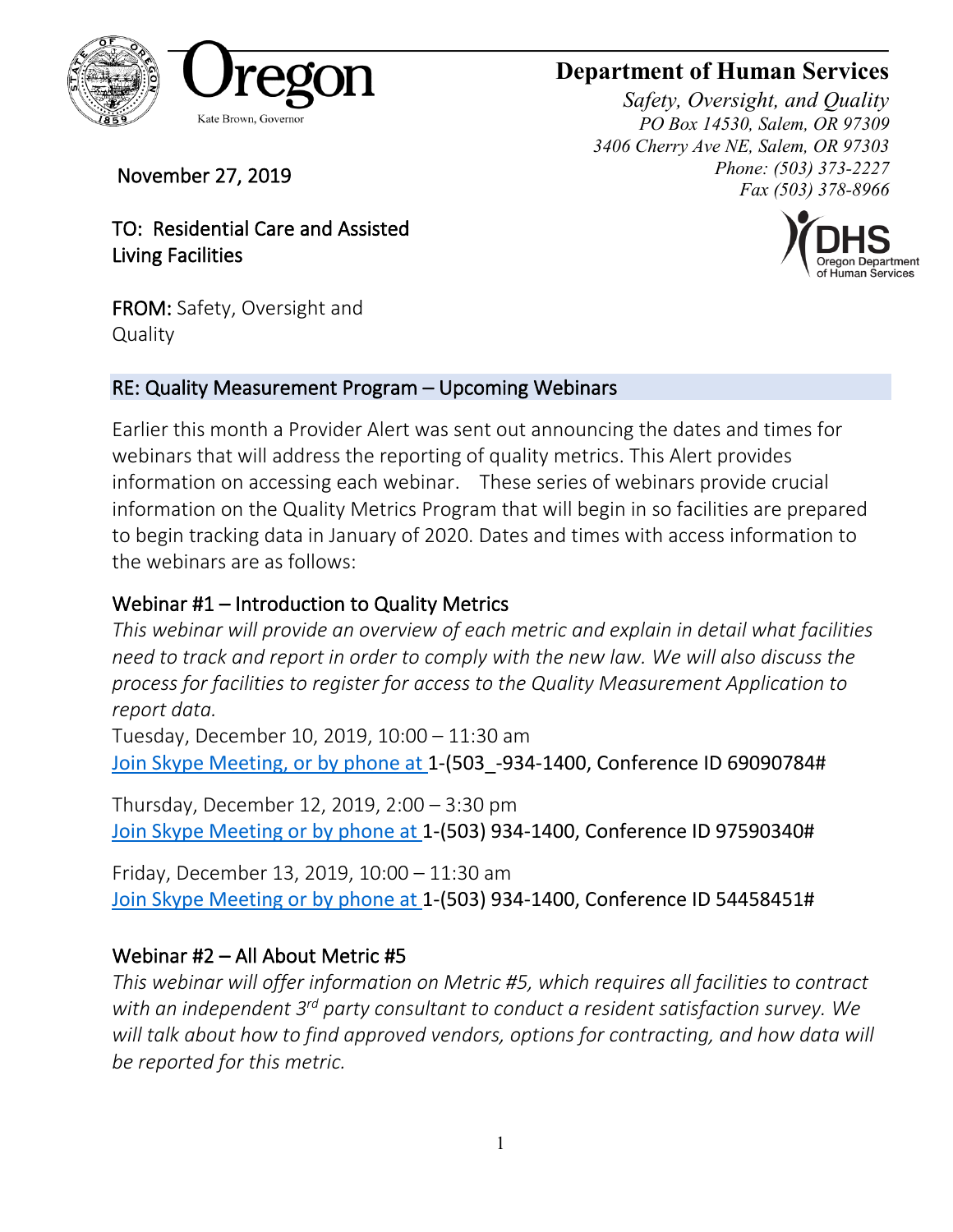Oregon

Kate Brown, Governor

**Department of Human Services**

*Safety, Oversight, and Quality*
*PO Box 14530, Salem, OR 97309*
*3406 Cherry Ave NE, Salem, OR 97303*
*Phone: (503) 373-2227*
*Fax (503) 378-8966*

DHS
Oregon Department of Human Services

November 27, 2019

TO: Residential Care and Assisted Living Facilities

**FROM:** Safety, Oversight and Quality

## RE: Quality Measurement Program – Upcoming Webinars

Earlier this month a Provider Alert was sent out announcing the dates and times for webinars that will address the reporting of quality metrics. This Alert provides information on accessing each webinar. These series of webinars provide crucial information on the Quality Metrics Program that will begin in so facilities are prepared to begin tracking data in January of 2020. Dates and times with access information to the webinars are as follows:

### Webinar #1 – Introduction to Quality Metrics

*This webinar will provide an overview of each metric and explain in detail what facilities need to track and report in order to comply with the new law. We will also discuss the process for facilities to register for access to the Quality Measurement Application to report data.*

Tuesday, December 10, 2019, 10:00 – 11:30 am
Join Skype Meeting, or by phone at 1-(503_-934-1400, Conference ID 69090784#

Thursday, December 12, 2019, 2:00 – 3:30 pm
Join Skype Meeting or by phone at 1-(503) 934-1400, Conference ID 97590340#

Friday, December 13, 2019, 10:00 – 11:30 am
Join Skype Meeting or by phone at 1-(503) 934-1400, Conference ID 54458451#

### Webinar #2 – All About Metric #5

*This webinar will offer information on Metric #5, which requires all facilities to contract with an independent 3rd party consultant to conduct a resident satisfaction survey. We will talk about how to find approved vendors, options for contracting, and how data will be reported for this metric.*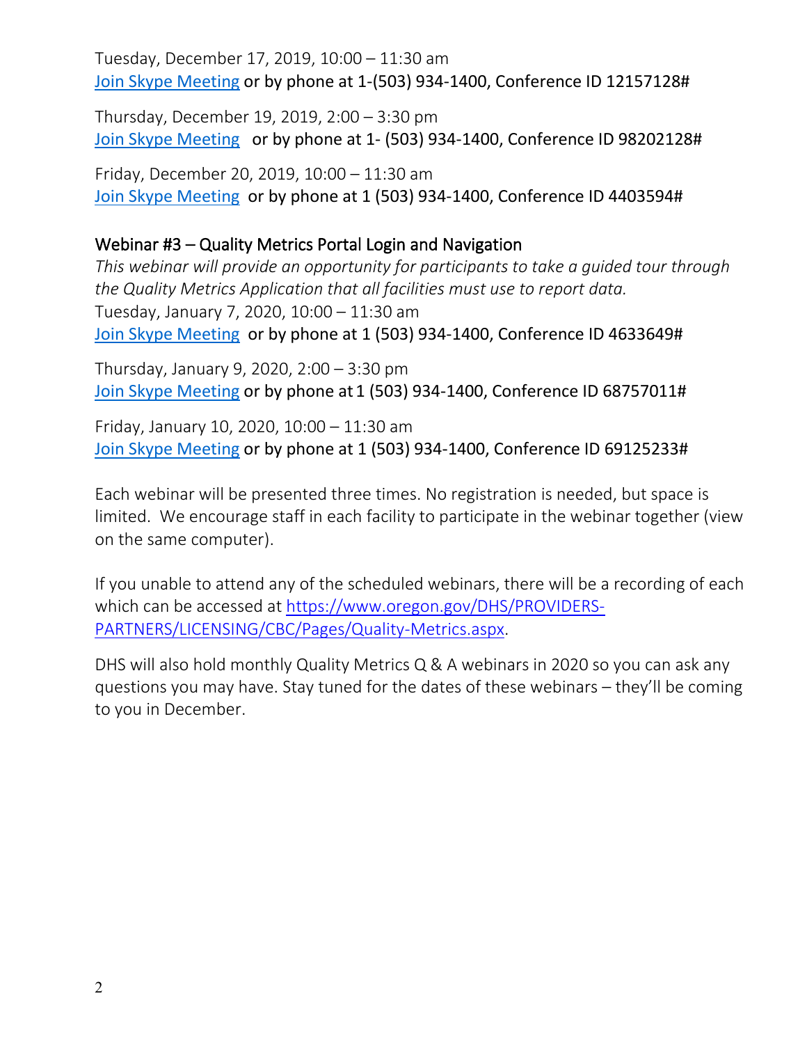Tuesday, December 17, 2019, 10:00 – 11:30 am
Join Skype Meeting or by phone at 1-(503) 934-1400, Conference ID 12157128#

Thursday, December 19, 2019, 2:00 – 3:30 pm
Join Skype Meeting or by phone at 1- (503) 934-1400, Conference ID 98202128#

Friday, December 20, 2019, 10:00 – 11:30 am
Join Skype Meeting or by phone at 1 (503) 934-1400, Conference ID 4403594#

### Webinar #3 – Quality Metrics Portal Login and Navigation

*This webinar will provide an opportunity for participants to take a guided tour through the Quality Metrics Application that all facilities must use to report data.*

Tuesday, January 7, 2020, 10:00 – 11:30 am
Join Skype Meeting or by phone at 1 (503) 934-1400, Conference ID 4633649#

Thursday, January 9, 2020, 2:00 – 3:30 pm
Join Skype Meeting or by phone at 1 (503) 934-1400, Conference ID 68757011#

Friday, January 10, 2020, 10:00 – 11:30 am
Join Skype Meeting or by phone at 1 (503) 934-1400, Conference ID 69125233#

Each webinar will be presented three times. No registration is needed, but space is limited. We encourage staff in each facility to participate in the webinar together (view on the same computer).

If you unable to attend any of the scheduled webinars, there will be a recording of each which can be accessed at https://www.oregon.gov/DHS/PROVIDERS-PARTNERS/LICENSING/CBC/Pages/Quality-Metrics.aspx.

DHS will also hold monthly Quality Metrics Q & A webinars in 2020 so you can ask any questions you may have. Stay tuned for the dates of these webinars – they'll be coming to you in December.